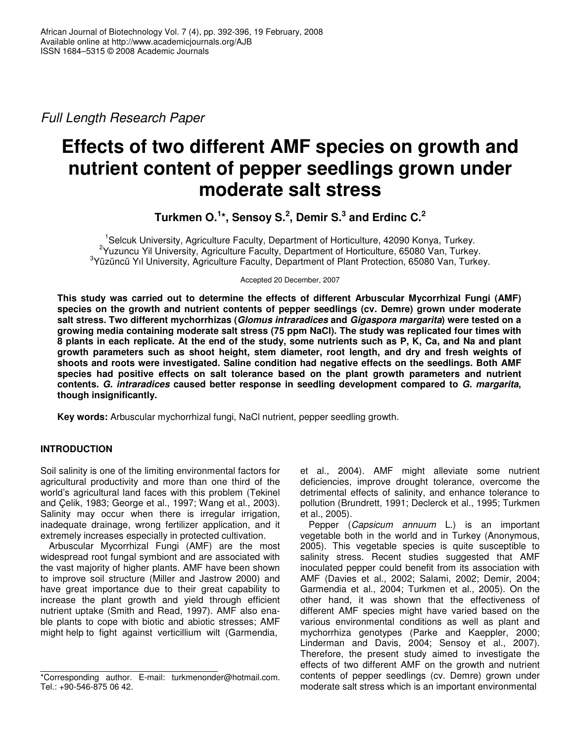*Full Length Research Paper*

# Effects of two different AMF species on growth and nutrient content of pepper seedlings grown under moderate salt stress

**Turkmen O.[1]*, Sensoy S.[2], Demir S.[3] and Erdinc C.[2]**

[1]Selcuk University, Agriculture Faculty, Department of Horticulture, 42090 Konya, Turkey.
[2]Yuzuncu Yil University, Agriculture Faculty, Department of Horticulture, 65080 Van, Turkey.
[3]Yüzüncü Yıl University, Agriculture Faculty, Department of Plant Protection, 65080 Van, Turkey.

Accepted 20 December, 2007

**This study was carried out to determine the effects of different Arbuscular Mycorrhizal Fungi (AMF) species on the growth and nutrient contents of pepper seedlings (cv. Demre) grown under moderate salt stress. Two different mychorrhizas (*Glomus intraradices* and *Gigaspora margarita*) were tested on a growing media containing moderate salt stress (75 ppm NaCl). The study was replicated four times with 8 plants in each replicate. At the end of the study, some nutrients such as P, K, Ca, and Na and plant growth parameters such as shoot height, stem diameter, root length, and dry and fresh weights of shoots and roots were investigated. Saline condition had negative effects on the seedlings. Both AMF species had positive effects on salt tolerance based on the plant growth parameters and nutrient contents. *G. intraradices* caused better response in seedling development compared to *G. margarita*, though insignificantly.**

**Key words:** Arbuscular mychorrhizal fungi, NaCl nutrient, pepper seedling growth.

## INTRODUCTION

Soil salinity is one of the limiting environmental factors for agricultural productivity and more than one third of the world's agricultural land faces with this problem (Tekinel and Çelik, 1983; George et al., 1997; Wang et al., 2003). Salinity may occur when there is irregular irrigation, inadequate drainage, wrong fertilizer application, and it extremely increases especially in protected cultivation.

Arbuscular Mycorrhizal Fungi (AMF) are the most widespread root fungal symbiont and are associated with the vast majority of higher plants. AMF have been shown to improve soil structure (Miller and Jastrow 2000) and have great importance due to their great capability to increase the plant growth and yield through efficient nutrient uptake (Smith and Read, 1997). AMF also enable plants to cope with biotic and abiotic stresses; AMF might help to fight against verticillium wilt (Garmendia, et al., 2004). AMF might alleviate some nutrient deficiencies, improve drought tolerance, overcome the detrimental effects of salinity, and enhance tolerance to pollution (Brundrett, 1991; Declerck et al., 1995; Turkmen et al., 2005).

Pepper (*Capsicum annuum* L.) is an important vegetable both in the world and in Turkey (Anonymous, 2005). This vegetable species is quite susceptible to salinity stress. Recent studies suggested that AMF inoculated pepper could benefit from its association with AMF (Davies et al., 2002; Salami, 2002; Demir, 2004; Garmendia et al., 2004; Turkmen et al., 2005). On the other hand, it was shown that the effectiveness of different AMF species might have varied based on the various environmental conditions as well as plant and mychorrhiza genotypes (Parke and Kaeppler, 2000; Linderman and Davis, 2004; Sensoy et al., 2007). Therefore, the present study aimed to investigate the effects of two different AMF on the growth and nutrient contents of pepper seedlings (cv. Demre) grown under moderate salt stress which is an important environmental

*Corresponding author. E-mail: turkmenonder@hotmail.com. Tel.: +90-546-875 06 42.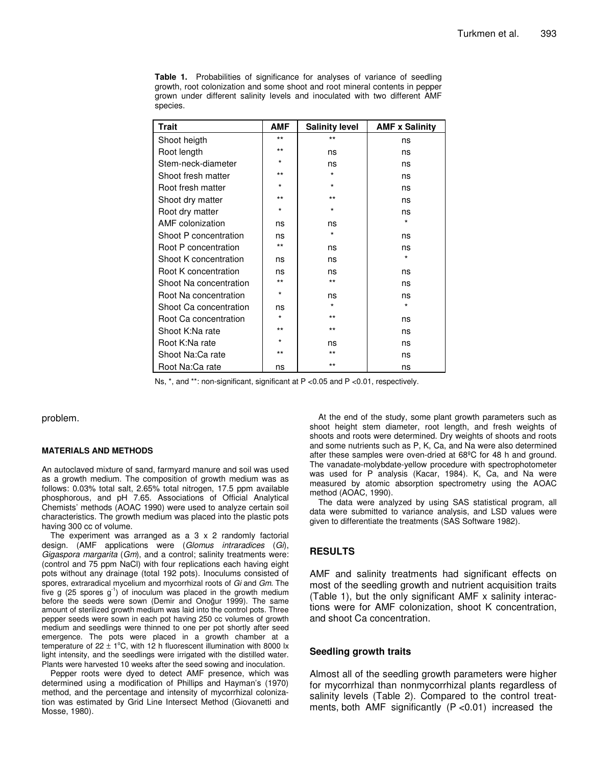**Table 1.** Probabilities of significance for analyses of variance of seedling growth, root colonization and some shoot and root mineral contents in pepper grown under different salinity levels and inoculated with two different AMF species.

| Trait | AMF | Salinity level | AMF x Salinity |
|---|---|---|---|
| Shoot heigth | ** | ** | ns |
| Root length | ** | ns | ns |
| Stem-neck-diameter | * | ns | ns |
| Shoot fresh matter | ** | * | ns |
| Root fresh matter | * | * | ns |
| Shoot dry matter | ** | ** | ns |
| Root dry matter | * | * | ns |
| AMF colonization | ns | ns | * |
| Shoot P concentration | ns | * | ns |
| Root P concentration | ** | ns | ns |
| Shoot K concentration | ns | ns | * |
| Root K concentration | ns | ns | ns |
| Shoot Na concentration | ** | ** | ns |
| Root Na concentration | * | ns | ns |
| Shoot Ca concentration | ns | * | * |
| Root Ca concentration | * | ** | ns |
| Shoot K:Na rate | ** | ** | ns |
| Root K:Na rate | * | ns | ns |
| Shoot Na:Ca rate | ** | ** | ns |
| Root Na:Ca rate | ns | ** | ns |

Ns, *, and **: non-significant, significant at $P < 0.05$ and $P < 0.01$, respectively.

problem.

## MATERIALS AND METHODS

An autoclaved mixture of sand, farmyard manure and soil was used as a growth medium. The composition of growth medium was as follows: 0.03% total salt, 2.65% total nitrogen, 17.5 ppm available phosphorous, and pH 7.65. Associations of Official Analytical Chemists' methods (AOAC 1990) were used to analyze certain soil characteristics. The growth medium was placed into the plastic pots having 300 cc of volume.

The experiment was arranged as a 3 x 2 randomly factorial design. (AMF applications were (*Glomus intraradices* (*Gi*), *Gigaspora margarita* (*Gm*), and a control; salinity treatments were: (control and 75 ppm NaCl) with four replications each having eight pots without any drainage (total 192 pots). Inoculums consisted of spores, extraradical mycelium and mycorrhizal roots of *Gi* and *Gm*. The five g (25 spores $g^{-1}$) of inoculum was placed in the growth medium before the seeds were sown (Demir and Onoğur 1999). The same amount of sterilized growth medium was laid into the control pots. Three pepper seeds were sown in each pot having 250 cc volumes of growth medium and seedlings were thinned to one per pot shortly after seed emergence. The pots were placed in a growth chamber at a temperature of $22 \pm 1$°C, with 12 h fluorescent illumination with 8000 lx light intensity, and the seedlings were irrigated with the distilled water. Plants were harvested 10 weeks after the seed sowing and inoculation.

Pepper roots were dyed to detect AMF presence, which was determined using a modification of Phillips and Hayman's (1970) method, and the percentage and intensity of mycorrhizal colonization was estimated by Grid Line Intersect Method (Giovanetti and Mosse, 1980).

At the end of the study, some plant growth parameters such as shoot height stem diameter, root length, and fresh weights of shoots and roots were determined. Dry weights of shoots and roots and some nutrients such as P, K, Ca, and Na were also determined after these samples were oven-dried at 68ºC for 48 h and ground. The vanadate-molybdate-yellow procedure with spectrophotometer was used for P analysis (Kacar, 1984). K, Ca, and Na were measured by atomic absorption spectrometry using the AOAC method (AOAC, 1990).

The data were analyzed by using SAS statistical program, all data were submitted to variance analysis, and LSD values were given to differentiate the treatments (SAS Software 1982).

## RESULTS

AMF and salinity treatments had significant effects on most of the seedling growth and nutrient acquisition traits (Table 1), but the only significant AMF x salinity interactions were for AMF colonization, shoot K concentration, and shoot Ca concentration.

### Seedling growth traits

Almost all of the seedling growth parameters were higher for mycorrhizal than nonmycorrhizal plants regardless of salinity levels (Table 2). Compared to the control treatments, both AMF significantly ($P < 0.01$) increased the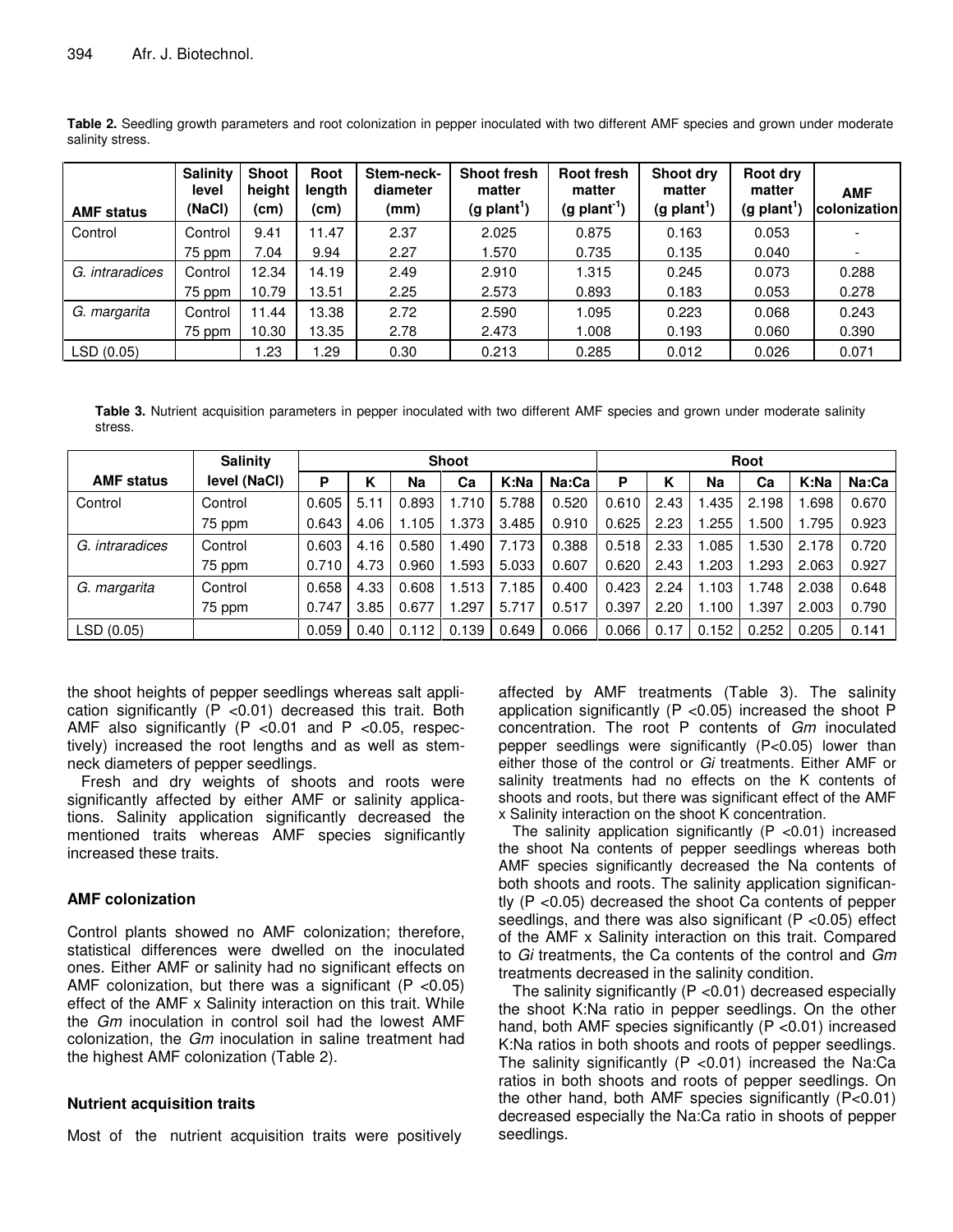**Table 2.** Seedling growth parameters and root colonization in pepper inoculated with two different AMF species and grown under moderate salinity stress.

| AMF status | Salinity level (NaCl) | Shoot height (cm) | Root length (cm) | Stem-neck-diameter (mm) | Shoot fresh matter (g plant$^{1}$) | Root fresh matter (g plant$^{-1}$) | Shoot dry matter (g plant$^{1}$) | Root dry matter (g plant$^{1}$) | AMF colonization |
|---|---|---|---|---|---|---|---|---|---|
| Control | Control | 9.41 | 11.47 | 2.37 | 2.025 | 0.875 | 0.163 | 0.053 | - |
| | 75 ppm | 7.04 | 9.94 | 2.27 | 1.570 | 0.735 | 0.135 | 0.040 | - |
| *G. intraradices* | Control | 12.34 | 14.19 | 2.49 | 2.910 | 1.315 | 0.245 | 0.073 | 0.288 |
| | 75 ppm | 10.79 | 13.51 | 2.25 | 2.573 | 0.893 | 0.183 | 0.053 | 0.278 |
| *G. margarita* | Control | 11.44 | 13.38 | 2.72 | 2.590 | 1.095 | 0.223 | 0.068 | 0.243 |
| | 75 ppm | 10.30 | 13.35 | 2.78 | 2.473 | 1.008 | 0.193 | 0.060 | 0.390 |
| LSD (0.05) | | 1.23 | 1.29 | 0.30 | 0.213 | 0.285 | 0.012 | 0.026 | 0.071 |

**Table 3.** Nutrient acquisition parameters in pepper inoculated with two different AMF species and grown under moderate salinity stress.

| AMF status | Salinity level (NaCl) | Shoot | | | | | | Root | | | | | |
|---|---|---|---|---|---|---|---|---|---|---|---|---|---|
| | | P | K | Na | Ca | K:Na | Na:Ca | P | K | Na | Ca | K:Na | Na:Ca |
| Control | Control | 0.605 | 5.11 | 0.893 | 1.710 | 5.788 | 0.520 | 0.610 | 2.43 | 1.435 | 2.198 | 1.698 | 0.670 |
| | 75 ppm | 0.643 | 4.06 | 1.105 | 1.373 | 3.485 | 0.910 | 0.625 | 2.23 | 1.255 | 1.500 | 1.795 | 0.923 |
| *G. intraradices* | Control | 0.603 | 4.16 | 0.580 | 1.490 | 7.173 | 0.388 | 0.518 | 2.33 | 1.085 | 1.530 | 2.178 | 0.720 |
| | 75 ppm | 0.710 | 4.73 | 0.960 | 1.593 | 5.033 | 0.607 | 0.620 | 2.43 | 1.203 | 1.293 | 2.063 | 0.927 |
| *G. margarita* | Control | 0.658 | 4.33 | 0.608 | 1.513 | 7.185 | 0.400 | 0.423 | 2.24 | 1.103 | 1.748 | 2.038 | 0.648 |
| | 75 ppm | 0.747 | 3.85 | 0.677 | 1.297 | 5.717 | 0.517 | 0.397 | 2.20 | 1.100 | 1.397 | 2.003 | 0.790 |
| LSD (0.05) | | 0.059 | 0.40 | 0.112 | 0.139 | 0.649 | 0.066 | 0.066 | 0.17 | 0.152 | 0.252 | 0.205 | 0.141 |

the shoot heights of pepper seedlings whereas salt application significantly ($P < 0.01$) decreased this trait. Both AMF also significantly ($P < 0.01$ and $P < 0.05$, respectively) increased the root lengths and as well as stem-neck diameters of pepper seedlings.

Fresh and dry weights of shoots and roots were significantly affected by either AMF or salinity applications. Salinity application significantly decreased the mentioned traits whereas AMF species significantly increased these traits.

### AMF colonization

Control plants showed no AMF colonization; therefore, statistical differences were dwelled on the inoculated ones. Either AMF or salinity had no significant effects on AMF colonization, but there was a significant ($P < 0.05$) effect of the AMF x Salinity interaction on this trait. While the *Gm* inoculation in control soil had the lowest AMF colonization, the *Gm* inoculation in saline treatment had the highest AMF colonization (Table 2).

### Nutrient acquisition traits

Most of the nutrient acquisition traits were positively affected by AMF treatments (Table 3). The salinity application significantly ($P < 0.05$) increased the shoot P concentration. The root P contents of *Gm* inoculated pepper seedlings were significantly ($P < 0.05$) lower than either those of the control or *Gi* treatments. Either AMF or salinity treatments had no effects on the K contents of shoots and roots, but there was significant effect of the AMF x Salinity interaction on the shoot K concentration.

The salinity application significantly ($P < 0.01$) increased the shoot Na contents of pepper seedlings whereas both AMF species significantly decreased the Na contents of both shoots and roots. The salinity application significantly ($P < 0.05$) decreased the shoot Ca contents of pepper seedlings, and there was also significant ($P < 0.05$) effect of the AMF x Salinity interaction on this trait. Compared to *Gi* treatments, the Ca contents of the control and *Gm* treatments decreased in the salinity condition.

The salinity significantly ($P < 0.01$) decreased especially the shoot K:Na ratio in pepper seedlings. On the other hand, both AMF species significantly ($P < 0.01$) increased K:Na ratios in both shoots and roots of pepper seedlings. The salinity significantly ($P < 0.01$) increased the Na:Ca ratios in both shoots and roots of pepper seedlings. On the other hand, both AMF species significantly ($P < 0.01$) decreased especially the Na:Ca ratio in shoots of pepper seedlings.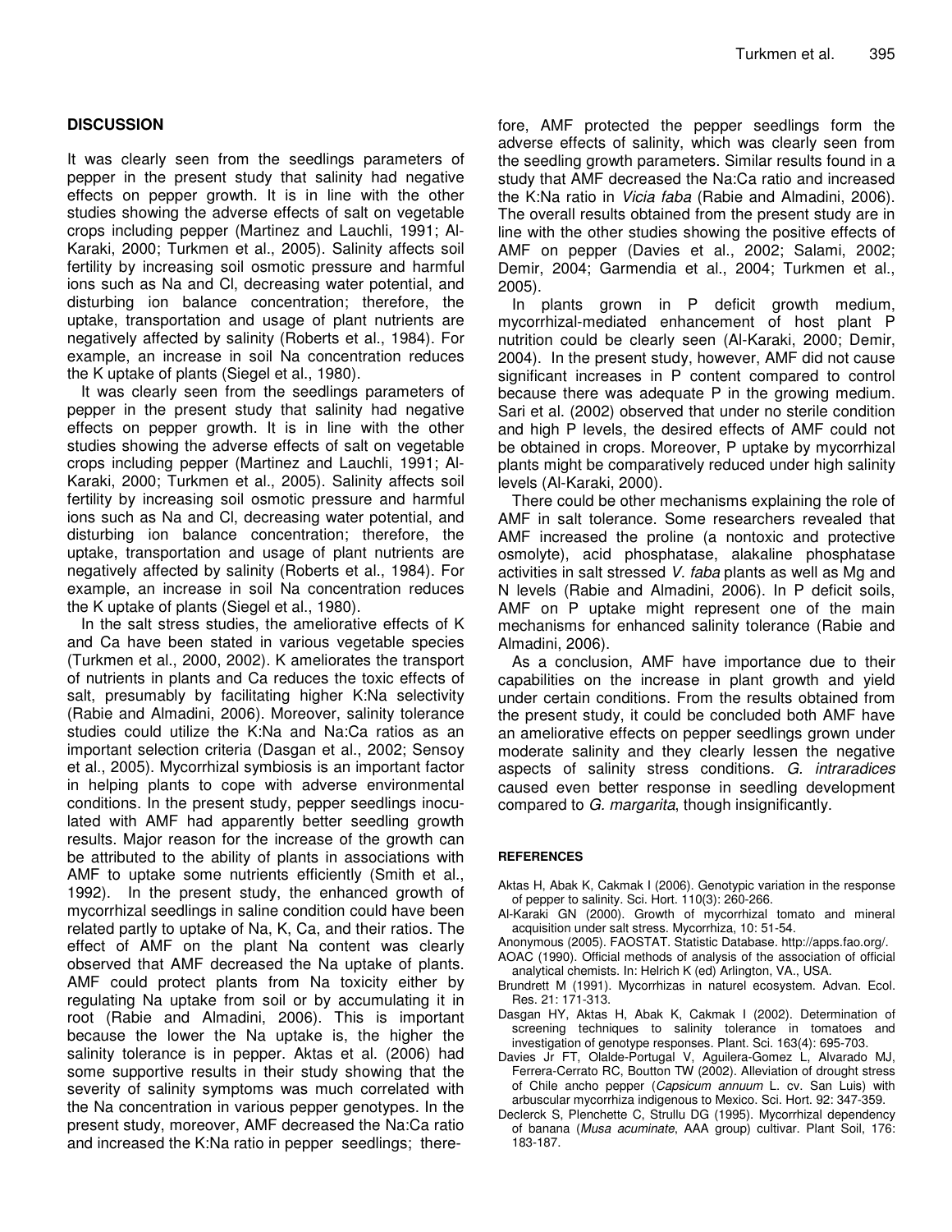## DISCUSSION

It was clearly seen from the seedlings parameters of pepper in the present study that salinity had negative effects on pepper growth. It is in line with the other studies showing the adverse effects of salt on vegetable crops including pepper (Martinez and Lauchli, 1991; Al-Karaki, 2000; Turkmen et al., 2005). Salinity affects soil fertility by increasing soil osmotic pressure and harmful ions such as Na and Cl, decreasing water potential, and disturbing ion balance concentration; therefore, the uptake, transportation and usage of plant nutrients are negatively affected by salinity (Roberts et al., 1984). For example, an increase in soil Na concentration reduces the K uptake of plants (Siegel et al., 1980).

It was clearly seen from the seedlings parameters of pepper in the present study that salinity had negative effects on pepper growth. It is in line with the other studies showing the adverse effects of salt on vegetable crops including pepper (Martinez and Lauchli, 1991; Al-Karaki, 2000; Turkmen et al., 2005). Salinity affects soil fertility by increasing soil osmotic pressure and harmful ions such as Na and Cl, decreasing water potential, and disturbing ion balance concentration; therefore, the uptake, transportation and usage of plant nutrients are negatively affected by salinity (Roberts et al., 1984). For example, an increase in soil Na concentration reduces the K uptake of plants (Siegel et al., 1980).

In the salt stress studies, the ameliorative effects of K and Ca have been stated in various vegetable species (Turkmen et al., 2000, 2002). K ameliorates the transport of nutrients in plants and Ca reduces the toxic effects of salt, presumably by facilitating higher K:Na selectivity (Rabie and Almadini, 2006). Moreover, salinity tolerance studies could utilize the K:Na and Na:Ca ratios as an important selection criteria (Dasgan et al., 2002; Sensoy et al., 2005). Mycorrhizal symbiosis is an important factor in helping plants to cope with adverse environmental conditions. In the present study, pepper seedlings inoculated with AMF had apparently better seedling growth results. Major reason for the increase of the growth can be attributed to the ability of plants in associations with AMF to uptake some nutrients efficiently (Smith et al., 1992). In the present study, the enhanced growth of mycorrhizal seedlings in saline condition could have been related partly to uptake of Na, K, Ca, and their ratios. The effect of AMF on the plant Na content was clearly observed that AMF decreased the Na uptake of plants. AMF could protect plants from Na toxicity either by regulating Na uptake from soil or by accumulating it in root (Rabie and Almadini, 2006). This is important because the lower the Na uptake is, the higher the salinity tolerance is in pepper. Aktas et al. (2006) had some supportive results in their study showing that the severity of salinity symptoms was much correlated with the Na concentration in various pepper genotypes. In the present study, moreover, AMF decreased the Na:Ca ratio and increased the K:Na ratio in pepper seedlings; therefore, AMF protected the pepper seedlings form the adverse effects of salinity, which was clearly seen from the seedling growth parameters. Similar results found in a study that AMF decreased the Na:Ca ratio and increased the K:Na ratio in *Vicia faba* (Rabie and Almadini, 2006). The overall results obtained from the present study are in line with the other studies showing the positive effects of AMF on pepper (Davies et al., 2002; Salami, 2002; Demir, 2004; Garmendia et al., 2004; Turkmen et al., 2005).

In plants grown in P deficit growth medium, mycorrhizal-mediated enhancement of host plant P nutrition could be clearly seen (Al-Karaki, 2000; Demir, 2004). In the present study, however, AMF did not cause significant increases in P content compared to control because there was adequate P in the growing medium. Sari et al. (2002) observed that under no sterile condition and high P levels, the desired effects of AMF could not be obtained in crops. Moreover, P uptake by mycorrhizal plants might be comparatively reduced under high salinity levels (Al-Karaki, 2000).

There could be other mechanisms explaining the role of AMF in salt tolerance. Some researchers revealed that AMF increased the proline (a nontoxic and protective osmolyte), acid phosphatase, alakaline phosphatase activities in salt stressed *V. faba* plants as well as Mg and N levels (Rabie and Almadini, 2006). In P deficit soils, AMF on P uptake might represent one of the main mechanisms for enhanced salinity tolerance (Rabie and Almadini, 2006).

As a conclusion, AMF have importance due to their capabilities on the increase in plant growth and yield under certain conditions. From the results obtained from the present study, it could be concluded both AMF have an ameliorative effects on pepper seedlings grown under moderate salinity and they clearly lessen the negative aspects of salinity stress conditions. *G. intraradices* caused even better response in seedling development compared to *G. margarita*, though insignificantly.

## REFERENCES

Aktas H, Abak K, Cakmak I (2006). Genotypic variation in the response of pepper to salinity. Sci. Hort. 110(3): 260-266.

Al-Karaki GN (2000). Growth of mycorrhizal tomato and mineral acquisition under salt stress. Mycorrhiza, 10: 51-54.

Anonymous (2005). FAOSTAT. Statistic Database. http://apps.fao.org/.

AOAC (1990). Official methods of analysis of the association of official analytical chemists. In: Helrich K (ed) Arlington, VA., USA.

Brundrett M (1991). Mycorrhizas in naturel ecosystem. Advan. Ecol. Res. 21: 171-313.

Dasgan HY, Aktas H, Abak K, Cakmak I (2002). Determination of screening techniques to salinity tolerance in tomatoes and investigation of genotype responses. Plant. Sci. 163(4): 695-703.

Davies Jr FT, Olalde-Portugal V, Aguilera-Gomez L, Alvarado MJ, Ferrera-Cerrato RC, Boutton TW (2002). Alleviation of drought stress of Chile ancho pepper (*Capsicum annuum* L. cv. San Luis) with arbuscular mycorrhiza indigenous to Mexico. Sci. Hort. 92: 347-359.

Declerck S, Plenchette C, Strullu DG (1995). Mycorrhizal dependency of banana (*Musa acuminate*, AAA group) cultivar. Plant Soil, 176: 183-187.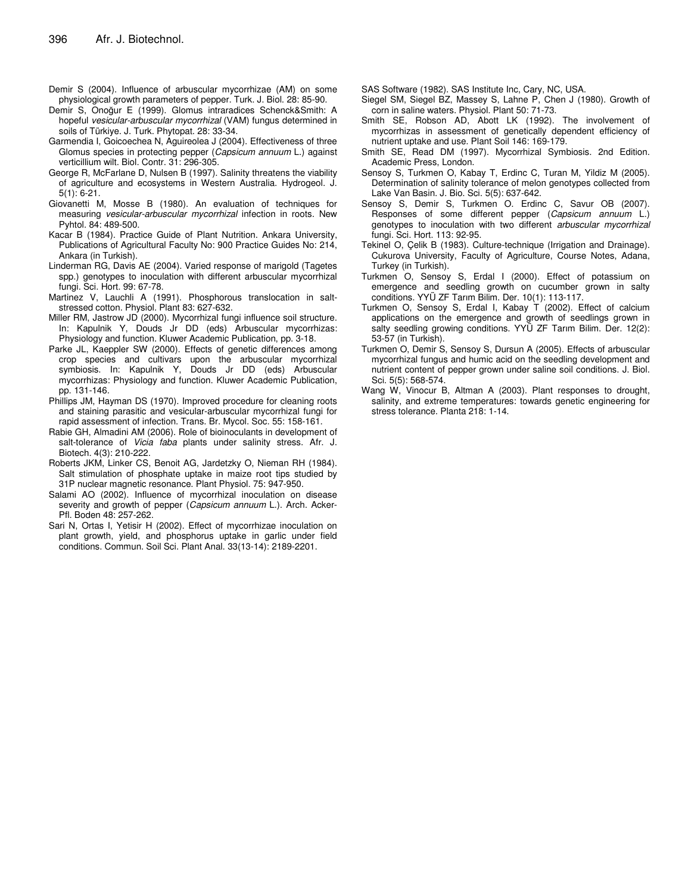Demir S (2004). Influence of arbuscular mycorrhizae (AM) on some physiological growth parameters of pepper. Turk. J. Biol. 28: 85-90.

Demir S, Onoğur E (1999). Glomus intraradices Schenck&Smith: A hopeful *vesicular-arbuscular mycorrhizal* (VAM) fungus determined in soils of Tűrkiye. J. Turk. Phytopat. 28: 33-34.

Garmendia I, Goicoechea N, Aguireolea J (2004). Effectiveness of three Glomus species in protecting pepper (*Capsicum annuum* L.) against verticillium wilt. Biol. Contr. 31: 296-305.

George R, McFarlane D, Nulsen B (1997). Salinity threatens the viability of agriculture and ecosystems in Western Australia. Hydrogeol. J. 5(1): 6-21.

Giovanetti M, Mosse B (1980). An evaluation of techniques for measuring *vesicular-arbuscular mycorrhizal* infection in roots. New Pyhtol. 84: 489-500.

Kacar B (1984). Practice Guide of Plant Nutrition. Ankara University, Publications of Agricultural Faculty No: 900 Practice Guides No: 214, Ankara (in Turkish).

Linderman RG, Davis AE (2004). Varied response of marigold (Tagetes spp.) genotypes to inoculation with different arbuscular mycorrhizal fungi. Sci. Hort. 99: 67-78.

Martinez V, Lauchli A (1991). Phosphorous translocation in salt-stressed cotton. Physiol. Plant 83: 627-632.

Miller RM, Jastrow JD (2000). Mycorrhizal fungi influence soil structure. In: Kapulnik Y, Douds Jr DD (eds) Arbuscular mycorrhizas: Physiology and function. Kluwer Academic Publication, pp. 3-18.

Parke JL, Kaeppler SW (2000). Effects of genetic differences among crop species and cultivars upon the arbuscular mycorrhizal symbiosis. In: Kapulnik Y, Douds Jr DD (eds) Arbuscular mycorrhizas: Physiology and function. Kluwer Academic Publication, pp. 131-146.

Phillips JM, Hayman DS (1970). Improved procedure for cleaning roots and staining parasitic and vesicular-arbuscular mycorrhizal fungi for rapid assessment of infection. Trans. Br. Mycol. Soc. 55: 158-161.

Rabie GH, Almadini AM (2006). Role of bioinoculants in development of salt-tolerance of *Vicia faba* plants under salinity stress. Afr. J. Biotech. 4(3): 210-222.

Roberts JKM, Linker CS, Benoit AG, Jardetzky O, Nieman RH (1984). Salt stimulation of phosphate uptake in maize root tips studied by 31P nuclear magnetic resonance. Plant Physiol. 75: 947-950.

Salami AO (2002). Influence of mycorrhizal inoculation on disease severity and growth of pepper (*Capsicum annuum* L.). Arch. Acker-Pfl. Boden 48: 257-262.

Sari N, Ortas I, Yetisir H (2002). Effect of mycorrhizae inoculation on plant growth, yield, and phosphorus uptake in garlic under field conditions. Commun. Soil Sci. Plant Anal. 33(13-14): 2189-2201.

SAS Software (1982). SAS Institute Inc, Cary, NC, USA.

Siegel SM, Siegel BZ, Massey S, Lahne P, Chen J (1980). Growth of corn in saline waters. Physiol. Plant 50: 71-73.

Smith SE, Robson AD, Abott LK (1992). The involvement of mycorrhizas in assessment of genetically dependent efficiency of nutrient uptake and use. Plant Soil 146: 169-179.

Smith SE, Read DM (1997). Mycorrhizal Symbiosis. 2nd Edition. Academic Press, London.

Sensoy S, Turkmen O, Kabay T, Erdinc C, Turan M, Yildiz M (2005). Determination of salinity tolerance of melon genotypes collected from Lake Van Basin. J. Bio. Sci. 5(5): 637-642.

Sensoy S, Demir S, Turkmen O. Erdinc C, Savur OB (2007). Responses of some different pepper (*Capsicum annuum* L.) genotypes to inoculation with two different *arbuscular mycorrhizal* fungi. Sci. Hort. 113: 92-95.

Tekinel O, Çelik B (1983). Culture-technique (Irrigation and Drainage). Cukurova University, Faculty of Agriculture, Course Notes, Adana, Turkey (in Turkish).

Turkmen O, Sensoy S, Erdal I (2000). Effect of potassium on emergence and seedling growth on cucumber grown in salty conditions. YYÜ ZF Tarım Bilim. Der. 10(1): 113-117.

Turkmen O, Sensoy S, Erdal I, Kabay T (2002). Effect of calcium applications on the emergence and growth of seedlings grown in salty seedling growing conditions. YYÜ ZF Tarım Bilim. Der. 12(2): 53-57 (in Turkish).

Turkmen O, Demir S, Sensoy S, Dursun A (2005). Effects of arbuscular mycorrhizal fungus and humic acid on the seedling development and nutrient content of pepper grown under saline soil conditions. J. Biol. Sci. 5(5): 568-574.

Wang W, Vinocur B, Altman A (2003). Plant responses to drought, salinity, and extreme temperatures: towards genetic engineering for stress tolerance. Planta 218: 1-14.